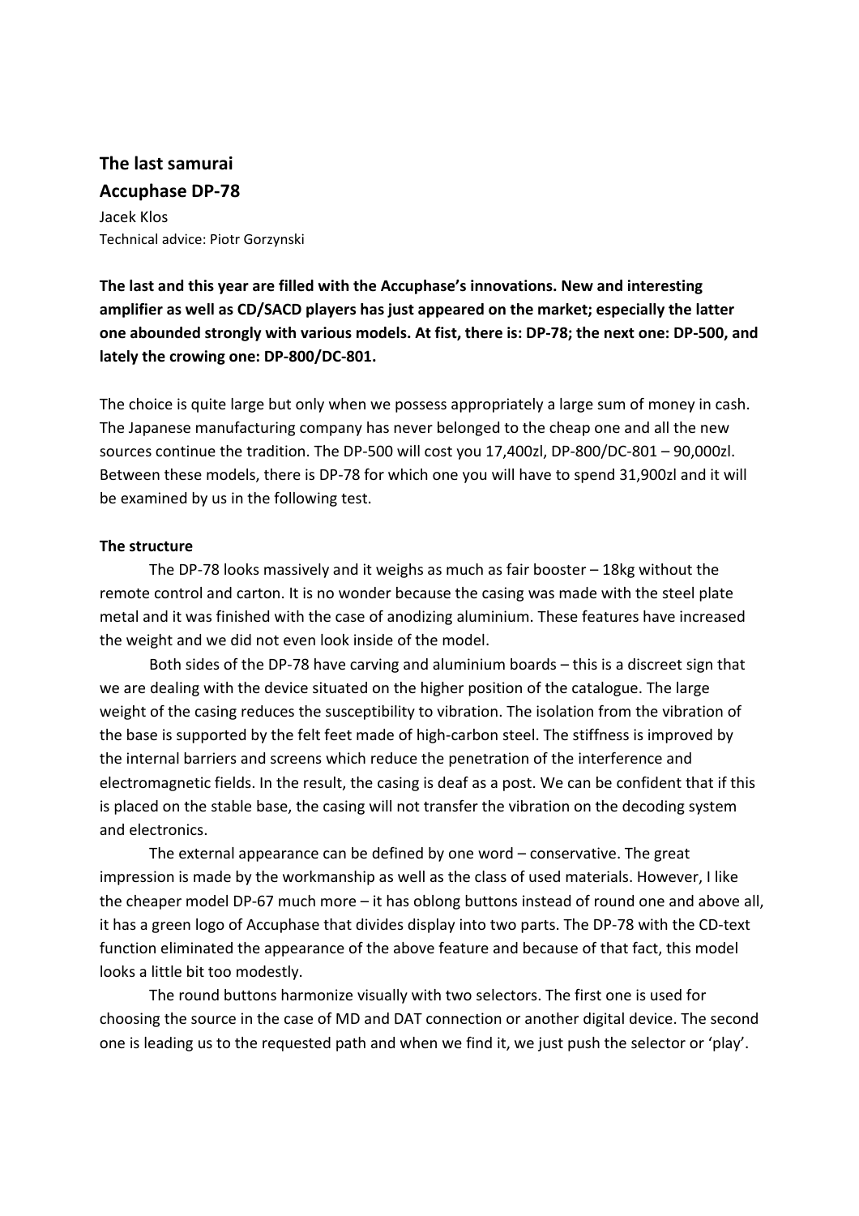**The last samurai**

**Accuphase DP-78**

Jacek Klos

Technical advice: Piotr Gorzynski

**The last and this year are filled with the Accuphase's innovations. New and interesting amplifier as well as CD/SACD players has just appeared on the market; especially the latter one abounded strongly with various models. At fist, there is: DP-78; the next one: DP-500, and lately the crowing one: DP-800/DC-801.**

The choice is quite large but only when we possess appropriately a large sum of money in cash. The Japanese manufacturing company has never belonged to the cheap one and all the new sources continue the tradition. The DP-500 will cost you 17,400zl, DP-800/DC-801 – 90,000zl. Between these models, there is DP-78 for which one you will have to spend 31,900zl and it will be examined by us in the following test.

**The structure**

The DP-78 looks massively and it weighs as much as fair booster – 18kg without the remote control and carton. It is no wonder because the casing was made with the steel plate metal and it was finished with the case of anodizing aluminium. These features have increased the weight and we did not even look inside of the model.

Both sides of the DP-78 have carving and aluminium boards – this is a discreet sign that we are dealing with the device situated on the higher position of the catalogue. The large weight of the casing reduces the susceptibility to vibration. The isolation from the vibration of the base is supported by the felt feet made of high-carbon steel. The stiffness is improved by the internal barriers and screens which reduce the penetration of the interference and electromagnetic fields. In the result, the casing is deaf as a post. We can be confident that if this is placed on the stable base, the casing will not transfer the vibration on the decoding system and electronics.

The external appearance can be defined by one word – conservative. The great impression is made by the workmanship as well as the class of used materials. However, I like the cheaper model DP-67 much more – it has oblong buttons instead of round one and above all, it has a green logo of Accuphase that divides display into two parts. The DP-78 with the CD-text function eliminated the appearance of the above feature and because of that fact, this model looks a little bit too modestly.

The round buttons harmonize visually with two selectors. The first one is used for choosing the source in the case of MD and DAT connection or another digital device. The second one is leading us to the requested path and when we find it, we just push the selector or 'play'.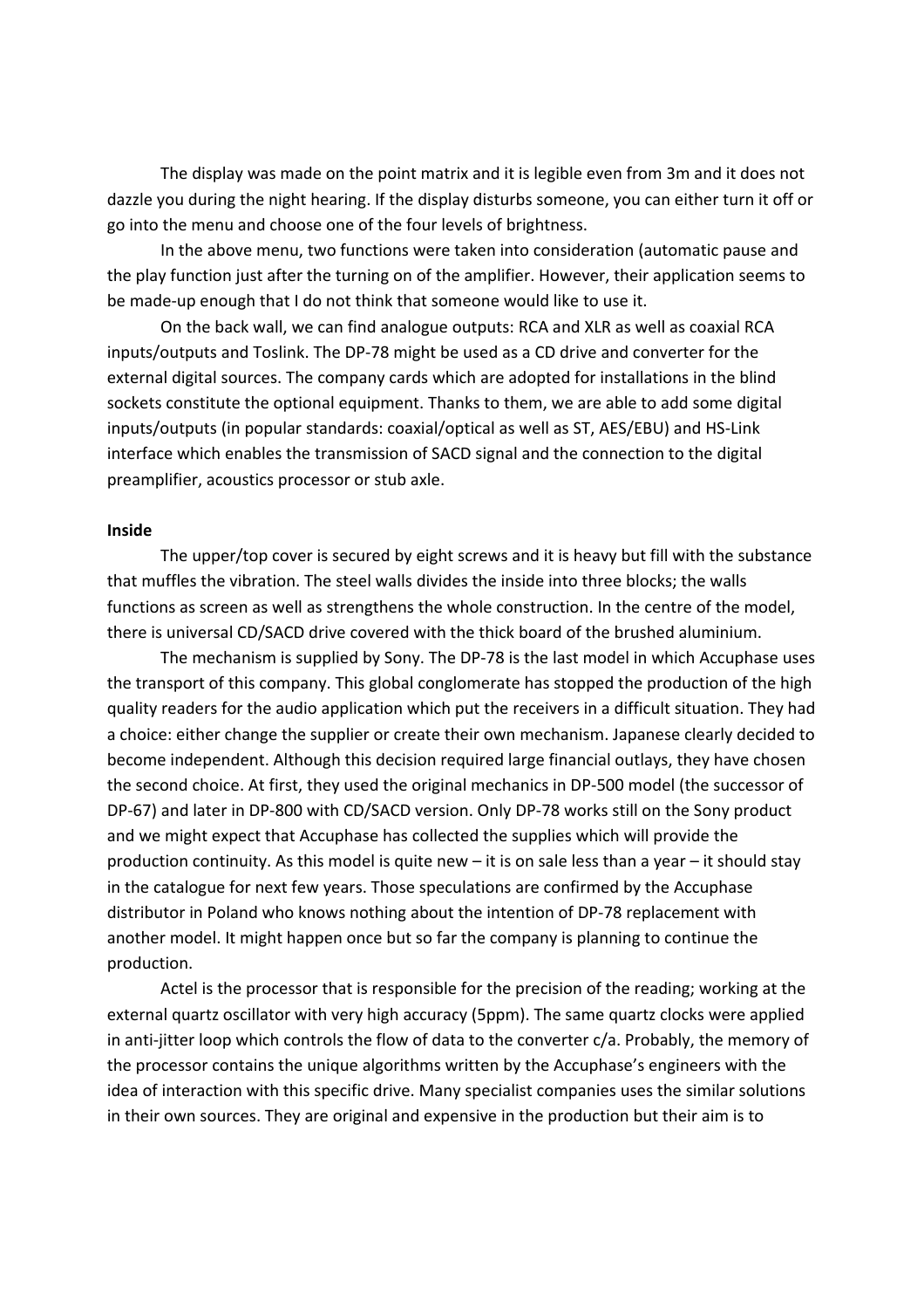The display was made on the point matrix and it is legible even from 3m and it does not dazzle you during the night hearing. If the display disturbs someone, you can either turn it off or go into the menu and choose one of the four levels of brightness.

In the above menu, two functions were taken into consideration (automatic pause and the play function just after the turning on of the amplifier. However, their application seems to be made-up enough that I do not think that someone would like to use it.

On the back wall, we can find analogue outputs: RCA and XLR as well as coaxial RCA inputs/outputs and Toslink. The DP-78 might be used as a CD drive and converter for the external digital sources. The company cards which are adopted for installations in the blind sockets constitute the optional equipment. Thanks to them, we are able to add some digital inputs/outputs (in popular standards: coaxial/optical as well as ST, AES/EBU) and HS-Link interface which enables the transmission of SACD signal and the connection to the digital preamplifier, acoustics processor or stub axle.

**Inside**

The upper/top cover is secured by eight screws and it is heavy but fill with the substance that muffles the vibration. The steel walls divides the inside into three blocks; the walls functions as screen as well as strengthens the whole construction. In the centre of the model, there is universal CD/SACD drive covered with the thick board of the brushed aluminium.

The mechanism is supplied by Sony. The DP-78 is the last model in which Accuphase uses the transport of this company. This global conglomerate has stopped the production of the high quality readers for the audio application which put the receivers in a difficult situation. They had a choice: either change the supplier or create their own mechanism. Japanese clearly decided to become independent. Although this decision required large financial outlays, they have chosen the second choice. At first, they used the original mechanics in DP-500 model (the successor of DP-67) and later in DP-800 with CD/SACD version. Only DP-78 works still on the Sony product and we might expect that Accuphase has collected the supplies which will provide the production continuity. As this model is quite new – it is on sale less than a year – it should stay in the catalogue for next few years. Those speculations are confirmed by the Accuphase distributor in Poland who knows nothing about the intention of DP-78 replacement with another model. It might happen once but so far the company is planning to continue the production.

Actel is the processor that is responsible for the precision of the reading; working at the external quartz oscillator with very high accuracy (5ppm). The same quartz clocks were applied in anti-jitter loop which controls the flow of data to the converter c/a. Probably, the memory of the processor contains the unique algorithms written by the Accuphase's engineers with the idea of interaction with this specific drive. Many specialist companies uses the similar solutions in their own sources. They are original and expensive in the production but their aim is to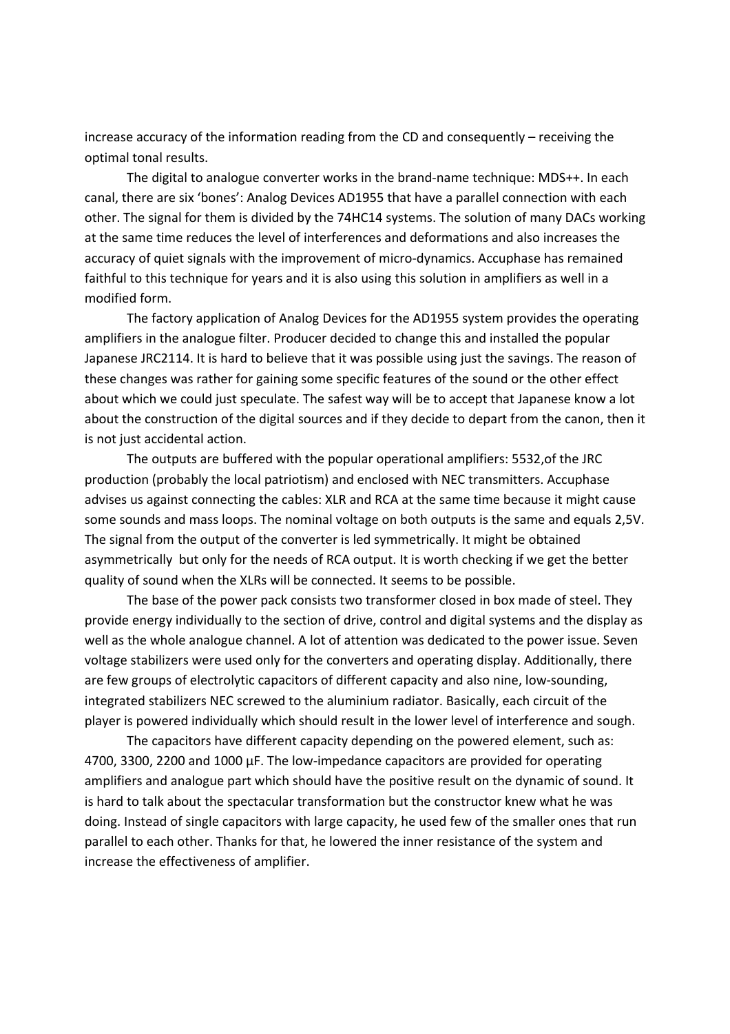increase accuracy of the information reading from the CD and consequently – receiving the optimal tonal results.

The digital to analogue converter works in the brand-name technique: MDS++. In each canal, there are six 'bones': Analog Devices AD1955 that have a parallel connection with each other. The signal for them is divided by the 74HC14 systems. The solution of many DACs working at the same time reduces the level of interferences and deformations and also increases the accuracy of quiet signals with the improvement of micro-dynamics. Accuphase has remained faithful to this technique for years and it is also using this solution in amplifiers as well in a modified form.

The factory application of Analog Devices for the AD1955 system provides the operating amplifiers in the analogue filter. Producer decided to change this and installed the popular Japanese JRC2114. It is hard to believe that it was possible using just the savings. The reason of these changes was rather for gaining some specific features of the sound or the other effect about which we could just speculate. The safest way will be to accept that Japanese know a lot about the construction of the digital sources and if they decide to depart from the canon, then it is not just accidental action.

The outputs are buffered with the popular operational amplifiers: 5532,of the JRC production (probably the local patriotism) and enclosed with NEC transmitters. Accuphase advises us against connecting the cables: XLR and RCA at the same time because it might cause some sounds and mass loops. The nominal voltage on both outputs is the same and equals 2,5V. The signal from the output of the converter is led symmetrically. It might be obtained asymmetrically but only for the needs of RCA output. It is worth checking if we get the better quality of sound when the XLRs will be connected. It seems to be possible.

The base of the power pack consists two transformer closed in box made of steel. They provide energy individually to the section of drive, control and digital systems and the display as well as the whole analogue channel. A lot of attention was dedicated to the power issue. Seven voltage stabilizers were used only for the converters and operating display. Additionally, there are few groups of electrolytic capacitors of different capacity and also nine, low-sounding, integrated stabilizers NEC screwed to the aluminium radiator. Basically, each circuit of the player is powered individually which should result in the lower level of interference and sough.

The capacitors have different capacity depending on the powered element, such as: 4700, 3300, 2200 and 1000 μF. The low-impedance capacitors are provided for operating amplifiers and analogue part which should have the positive result on the dynamic of sound. It is hard to talk about the spectacular transformation but the constructor knew what he was doing. Instead of single capacitors with large capacity, he used few of the smaller ones that run parallel to each other. Thanks for that, he lowered the inner resistance of the system and increase the effectiveness of amplifier.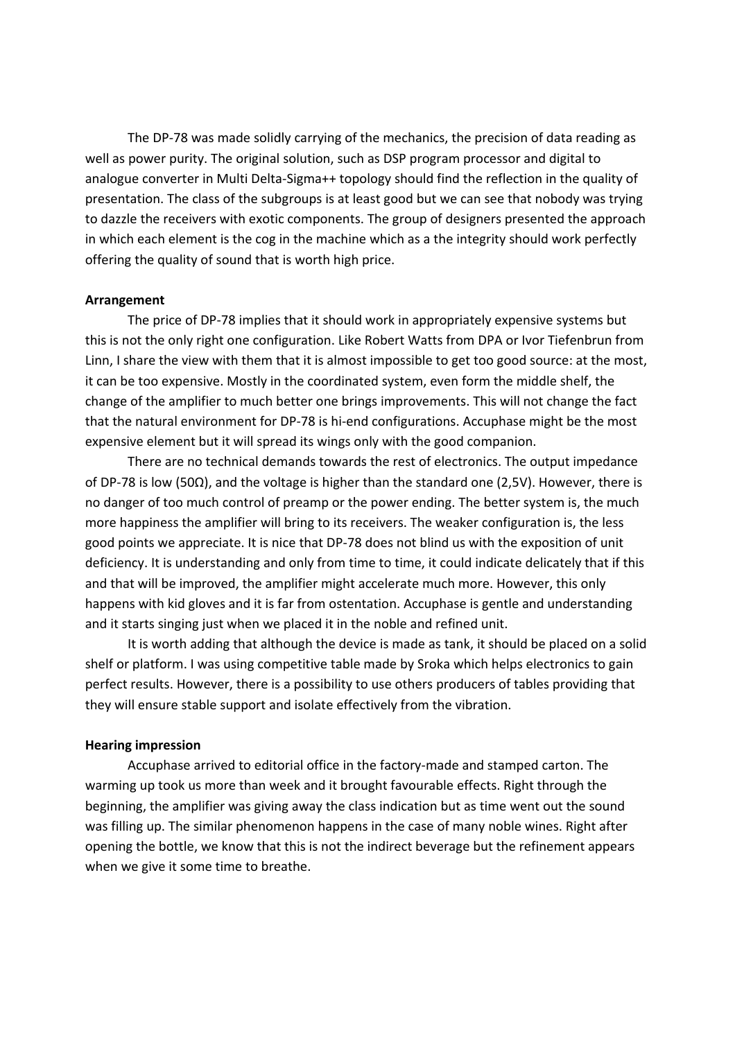The DP-78 was made solidly carrying of the mechanics, the precision of data reading as well as power purity. The original solution, such as DSP program processor and digital to analogue converter in Multi Delta-Sigma++ topology should find the reflection in the quality of presentation. The class of the subgroups is at least good but we can see that nobody was trying to dazzle the receivers with exotic components. The group of designers presented the approach in which each element is the cog in the machine which as a the integrity should work perfectly offering the quality of sound that is worth high price.

**Arrangement**

The price of DP-78 implies that it should work in appropriately expensive systems but this is not the only right one configuration. Like Robert Watts from DPA or Ivor Tiefenbrun from Linn, I share the view with them that it is almost impossible to get too good source: at the most, it can be too expensive. Mostly in the coordinated system, even form the middle shelf, the change of the amplifier to much better one brings improvements. This will not change the fact that the natural environment for DP-78 is hi-end configurations. Accuphase might be the most expensive element but it will spread its wings only with the good companion.

There are no technical demands towards the rest of electronics. The output impedance of DP-78 is low (50Ω), and the voltage is higher than the standard one (2,5V). However, there is no danger of too much control of preamp or the power ending. The better system is, the much more happiness the amplifier will bring to its receivers. The weaker configuration is, the less good points we appreciate. It is nice that DP-78 does not blind us with the exposition of unit deficiency. It is understanding and only from time to time, it could indicate delicately that if this and that will be improved, the amplifier might accelerate much more. However, this only happens with kid gloves and it is far from ostentation. Accuphase is gentle and understanding and it starts singing just when we placed it in the noble and refined unit.

It is worth adding that although the device is made as tank, it should be placed on a solid shelf or platform. I was using competitive table made by Sroka which helps electronics to gain perfect results. However, there is a possibility to use others producers of tables providing that they will ensure stable support and isolate effectively from the vibration.

**Hearing impression**

Accuphase arrived to editorial office in the factory-made and stamped carton. The warming up took us more than week and it brought favourable effects. Right through the beginning, the amplifier was giving away the class indication but as time went out the sound was filling up. The similar phenomenon happens in the case of many noble wines. Right after opening the bottle, we know that this is not the indirect beverage but the refinement appears when we give it some time to breathe.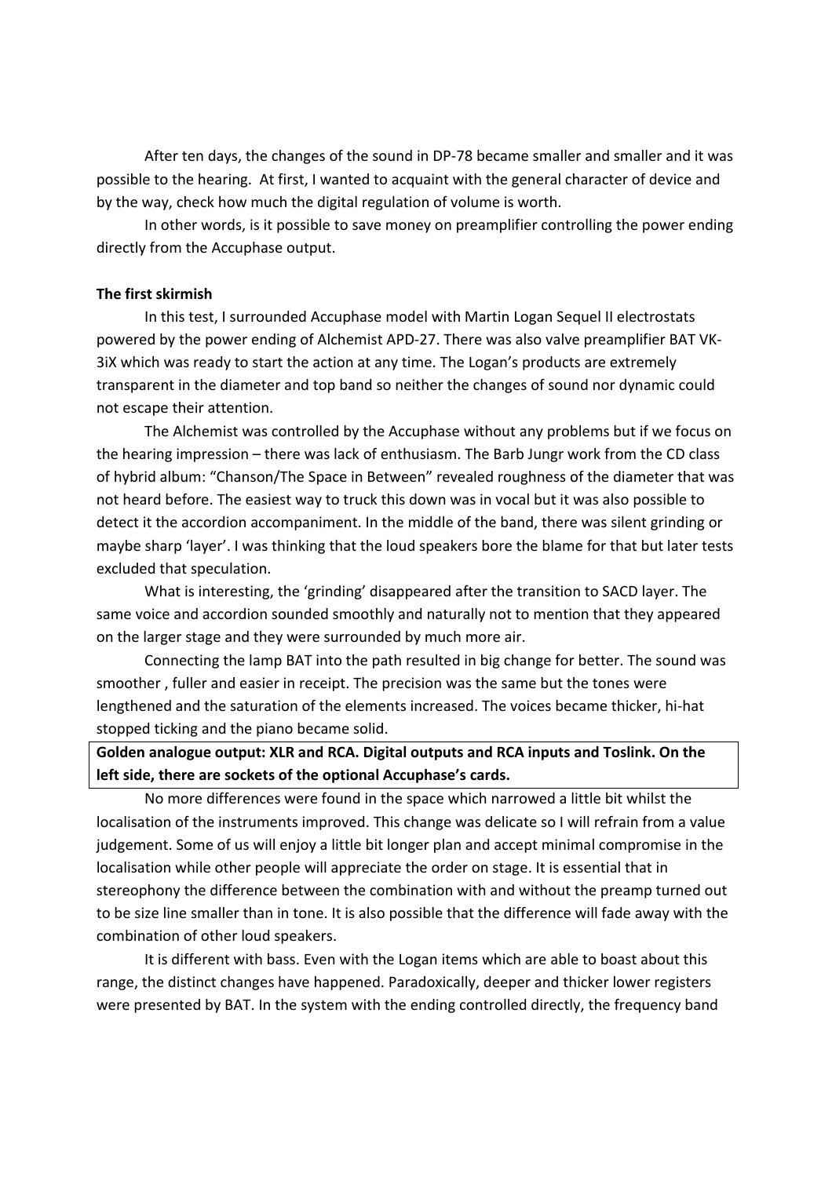After ten days, the changes of the sound in DP-78 became smaller and smaller and it was possible to the hearing. At first, I wanted to acquaint with the general character of device and by the way, check how much the digital regulation of volume is worth.

In other words, is it possible to save money on preamplifier controlling the power ending directly from the Accuphase output.

**The first skirmish**

In this test, I surrounded Accuphase model with Martin Logan Sequel II electrostats powered by the power ending of Alchemist APD-27. There was also valve preamplifier BAT VK-3iX which was ready to start the action at any time. The Logan's products are extremely transparent in the diameter and top band so neither the changes of sound nor dynamic could not escape their attention.

The Alchemist was controlled by the Accuphase without any problems but if we focus on the hearing impression – there was lack of enthusiasm. The Barb Jungr work from the CD class of hybrid album: "Chanson/The Space in Between" revealed roughness of the diameter that was not heard before. The easiest way to truck this down was in vocal but it was also possible to detect it the accordion accompaniment. In the middle of the band, there was silent grinding or maybe sharp 'layer'. I was thinking that the loud speakers bore the blame for that but later tests excluded that speculation.

What is interesting, the 'grinding' disappeared after the transition to SACD layer. The same voice and accordion sounded smoothly and naturally not to mention that they appeared on the larger stage and they were surrounded by much more air.

Connecting the lamp BAT into the path resulted in big change for better. The sound was smoother , fuller and easier in receipt. The precision was the same but the tones were lengthened and the saturation of the elements increased. The voices became thicker, hi-hat stopped ticking and the piano became solid.

**Golden analogue output: XLR and RCA. Digital outputs and RCA inputs and Toslink. On the left side, there are sockets of the optional Accuphase's cards.**

No more differences were found in the space which narrowed a little bit whilst the localisation of the instruments improved. This change was delicate so I will refrain from a value judgement. Some of us will enjoy a little bit longer plan and accept minimal compromise in the localisation while other people will appreciate the order on stage. It is essential that in stereophony the difference between the combination with and without the preamp turned out to be size line smaller than in tone. It is also possible that the difference will fade away with the combination of other loud speakers.

It is different with bass. Even with the Logan items which are able to boast about this range, the distinct changes have happened. Paradoxically, deeper and thicker lower registers were presented by BAT. In the system with the ending controlled directly, the frequency band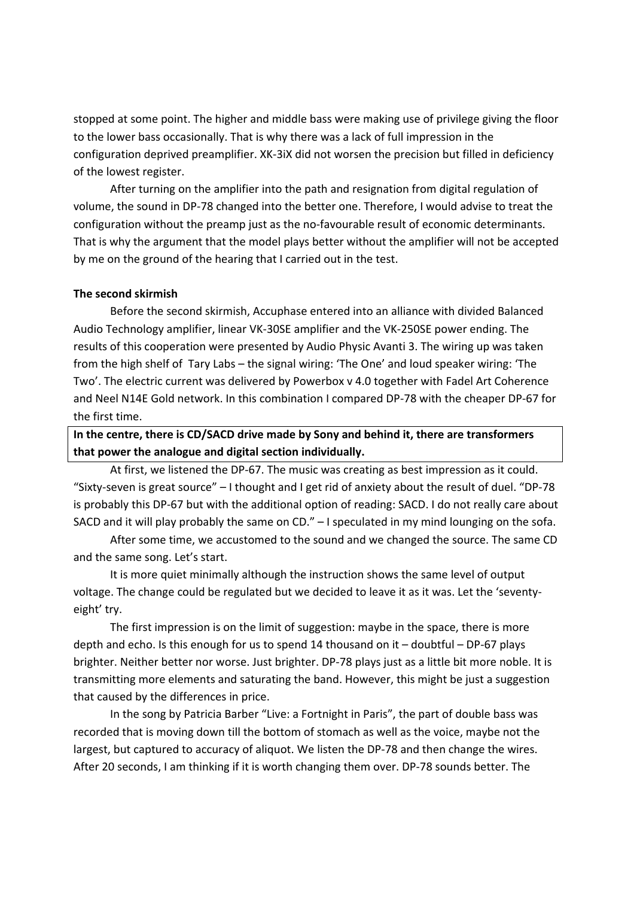stopped at some point. The higher and middle bass were making use of privilege giving the floor to the lower bass occasionally. That is why there was a lack of full impression in the configuration deprived preamplifier. XK-3iX did not worsen the precision but filled in deficiency of the lowest register.

After turning on the amplifier into the path and resignation from digital regulation of volume, the sound in DP-78 changed into the better one. Therefore, I would advise to treat the configuration without the preamp just as the no-favourable result of economic determinants. That is why the argument that the model plays better without the amplifier will not be accepted by me on the ground of the hearing that I carried out in the test.

### The second skirmish

Before the second skirmish, Accuphase entered into an alliance with divided Balanced Audio Technology amplifier, linear VK-30SE amplifier and the VK-250SE power ending. The results of this cooperation were presented by Audio Physic Avanti 3. The wiring up was taken from the high shelf of Tary Labs – the signal wiring: 'The One' and loud speaker wiring: 'The Two'. The electric current was delivered by Powerbox v 4.0 together with Fadel Art Coherence and Neel N14E Gold network. In this combination I compared DP-78 with the cheaper DP-67 for the first time.

**In the centre, there is CD/SACD drive made by Sony and behind it, there are transformers that power the analogue and digital section individually.**

At first, we listened the DP-67. The music was creating as best impression as it could. "Sixty-seven is great source" – I thought and I get rid of anxiety about the result of duel. "DP-78 is probably this DP-67 but with the additional option of reading: SACD. I do not really care about SACD and it will play probably the same on CD." – I speculated in my mind lounging on the sofa.

After some time, we accustomed to the sound and we changed the source. The same CD and the same song. Let's start.

It is more quiet minimally although the instruction shows the same level of output voltage. The change could be regulated but we decided to leave it as it was. Let the 'seventy-eight' try.

The first impression is on the limit of suggestion: maybe in the space, there is more depth and echo. Is this enough for us to spend 14 thousand on it – doubtful – DP-67 plays brighter. Neither better nor worse. Just brighter. DP-78 plays just as a little bit more noble. It is transmitting more elements and saturating the band. However, this might be just a suggestion that caused by the differences in price.

In the song by Patricia Barber "Live: a Fortnight in Paris", the part of double bass was recorded that is moving down till the bottom of stomach as well as the voice, maybe not the largest, but captured to accuracy of aliquot. We listen the DP-78 and then change the wires. After 20 seconds, I am thinking if it is worth changing them over. DP-78 sounds better. The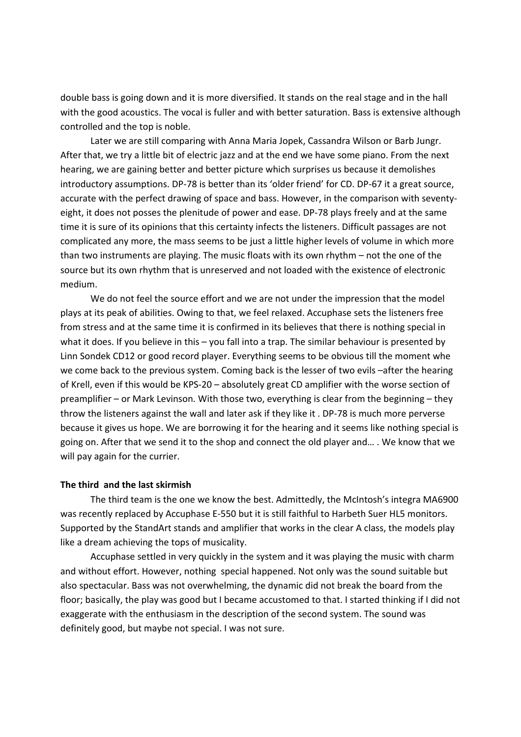double bass is going down and it is more diversified. It stands on the real stage and in the hall with the good acoustics. The vocal is fuller and with better saturation. Bass is extensive although controlled and the top is noble.

Later we are still comparing with Anna Maria Jopek, Cassandra Wilson or Barb Jungr. After that, we try a little bit of electric jazz and at the end we have some piano. From the next hearing, we are gaining better and better picture which surprises us because it demolishes introductory assumptions. DP-78 is better than its 'older friend' for CD. DP-67 it a great source, accurate with the perfect drawing of space and bass. However, in the comparison with seventy-eight, it does not posses the plenitude of power and ease. DP-78 plays freely and at the same time it is sure of its opinions that this certainty infects the listeners. Difficult passages are not complicated any more, the mass seems to be just a little higher levels of volume in which more than two instruments are playing. The music floats with its own rhythm – not the one of the source but its own rhythm that is unreserved and not loaded with the existence of electronic medium.

We do not feel the source effort and we are not under the impression that the model plays at its peak of abilities. Owing to that, we feel relaxed. Accuphase sets the listeners free from stress and at the same time it is confirmed in its believes that there is nothing special in what it does. If you believe in this – you fall into a trap. The similar behaviour is presented by Linn Sondek CD12 or good record player. Everything seems to be obvious till the moment whe we come back to the previous system. Coming back is the lesser of two evils –after the hearing of Krell, even if this would be KPS-20 – absolutely great CD amplifier with the worse section of preamplifier – or Mark Levinson. With those two, everything is clear from the beginning – they throw the listeners against the wall and later ask if they like it . DP-78 is much more perverse because it gives us hope. We are borrowing it for the hearing and it seems like nothing special is going on. After that we send it to the shop and connect the old player and… . We know that we will pay again for the currier.

**The third and the last skirmish**

The third team is the one we know the best. Admittedly, the McIntosh's integra MA6900 was recently replaced by Accuphase E-550 but it is still faithful to Harbeth Suer HL5 monitors. Supported by the StandArt stands and amplifier that works in the clear A class, the models play like a dream achieving the tops of musicality.

Accuphase settled in very quickly in the system and it was playing the music with charm and without effort. However, nothing special happened. Not only was the sound suitable but also spectacular. Bass was not overwhelming, the dynamic did not break the board from the floor; basically, the play was good but I became accustomed to that. I started thinking if I did not exaggerate with the enthusiasm in the description of the second system. The sound was definitely good, but maybe not special. I was not sure.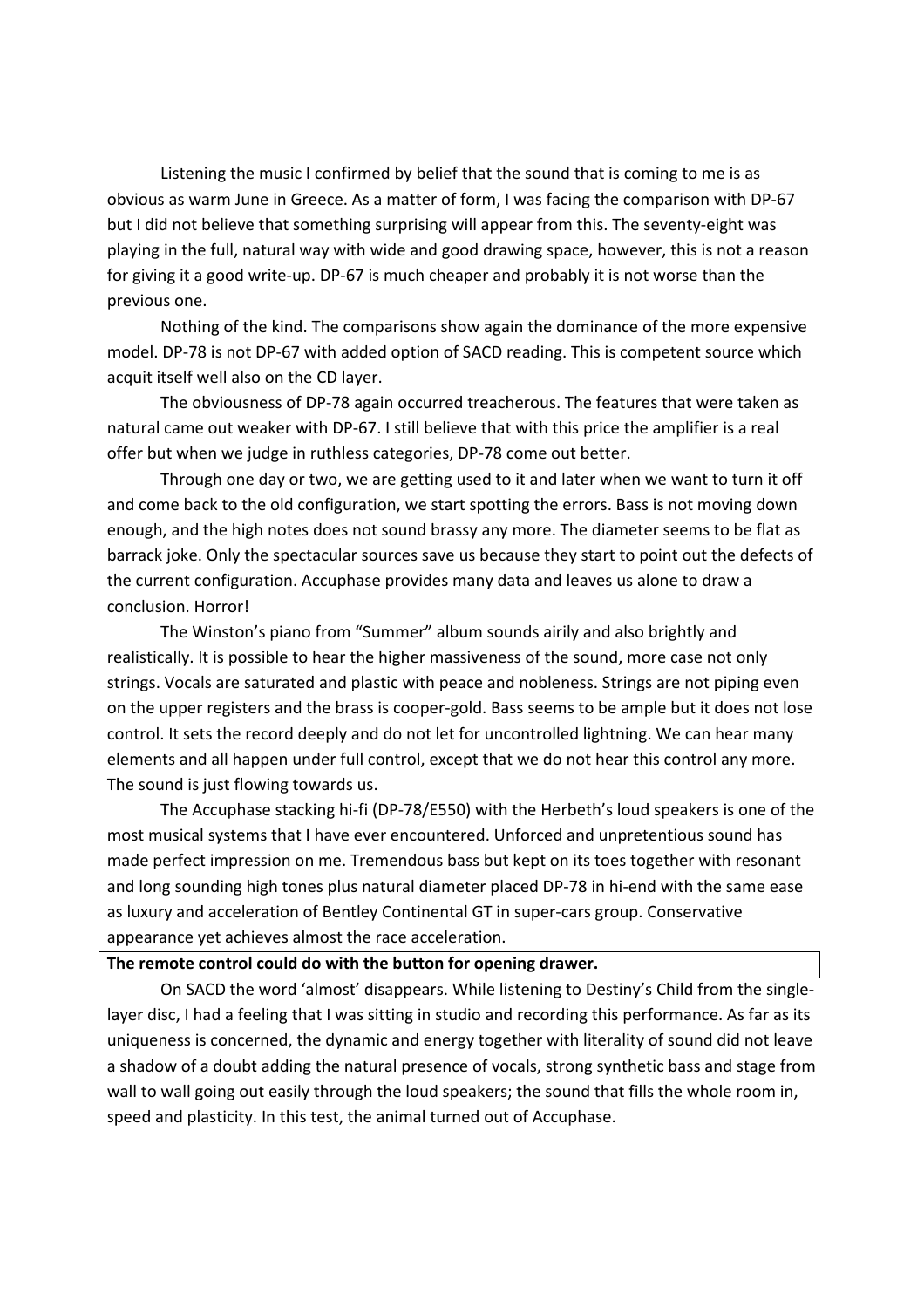Listening the music I confirmed by belief that the sound that is coming to me is as obvious as warm June in Greece. As a matter of form, I was facing the comparison with DP-67 but I did not believe that something surprising will appear from this. The seventy-eight was playing in the full, natural way with wide and good drawing space, however, this is not a reason for giving it a good write-up. DP-67 is much cheaper and probably it is not worse than the previous one.

Nothing of the kind. The comparisons show again the dominance of the more expensive model. DP-78 is not DP-67 with added option of SACD reading. This is competent source which acquit itself well also on the CD layer.

The obviousness of DP-78 again occurred treacherous. The features that were taken as natural came out weaker with DP-67. I still believe that with this price the amplifier is a real offer but when we judge in ruthless categories, DP-78 come out better.

Through one day or two, we are getting used to it and later when we want to turn it off and come back to the old configuration, we start spotting the errors. Bass is not moving down enough, and the high notes does not sound brassy any more. The diameter seems to be flat as barrack joke. Only the spectacular sources save us because they start to point out the defects of the current configuration. Accuphase provides many data and leaves us alone to draw a conclusion. Horror!

The Winston's piano from "Summer" album sounds airily and also brightly and realistically. It is possible to hear the higher massiveness of the sound, more case not only strings. Vocals are saturated and plastic with peace and nobleness. Strings are not piping even on the upper registers and the brass is cooper-gold. Bass seems to be ample but it does not lose control. It sets the record deeply and do not let for uncontrolled lightning. We can hear many elements and all happen under full control, except that we do not hear this control any more. The sound is just flowing towards us.

The Accuphase stacking hi-fi (DP-78/E550) with the Herbeth's loud speakers is one of the most musical systems that I have ever encountered. Unforced and unpretentious sound has made perfect impression on me. Tremendous bass but kept on its toes together with resonant and long sounding high tones plus natural diameter placed DP-78 in hi-end with the same ease as luxury and acceleration of Bentley Continental GT in super-cars group. Conservative appearance yet achieves almost the race acceleration.

**The remote control could do with the button for opening drawer.**

On SACD the word 'almost' disappears. While listening to Destiny's Child from the single-layer disc, I had a feeling that I was sitting in studio and recording this performance. As far as its uniqueness is concerned, the dynamic and energy together with literality of sound did not leave a shadow of a doubt adding the natural presence of vocals, strong synthetic bass and stage from wall to wall going out easily through the loud speakers; the sound that fills the whole room in, speed and plasticity. In this test, the animal turned out of Accuphase.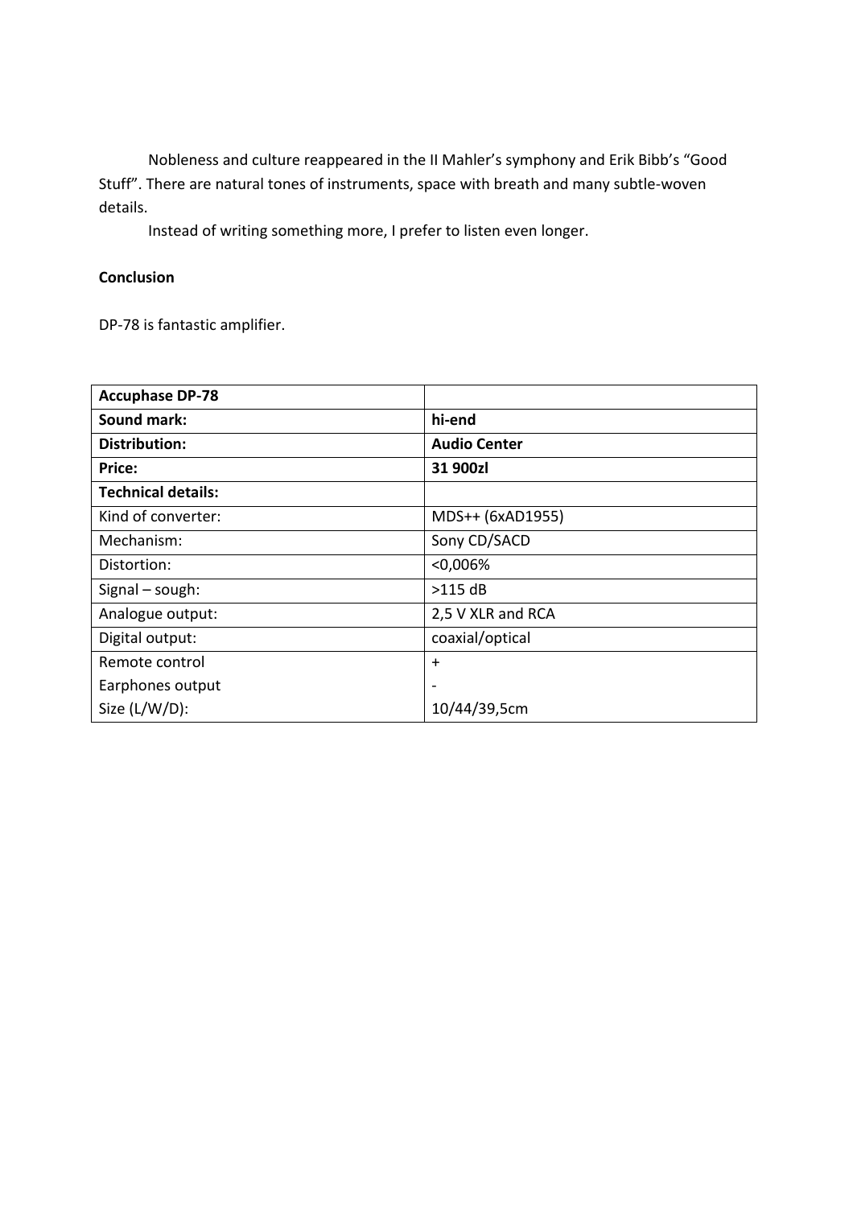Nobleness and culture reappeared in the II Mahler's symphony and Erik Bibb's "Good Stuff". There are natural tones of instruments, space with breath and many subtle-woven details.

Instead of writing something more, I prefer to listen even longer.

**Conclusion**

DP-78 is fantastic amplifier.

| **Accuphase DP-78** | |
|---|---|
| **Sound mark:** | **hi-end** |
| **Distribution:** | **Audio Center** |
| **Price:** | **31 900zl** |
| **Technical details:** | |
| Kind of converter: | MDS++ (6xAD1955) |
| Mechanism: | Sony CD/SACD |
| Distortion: | <0,006% |
| Signal – sough: | >115 dB |
| Analogue output: | 2,5 V XLR and RCA |
| Digital output: | coaxial/optical |
| Remote control | + |
| Earphones output | - |
| Size (L/W/D): | 10/44/39,5cm |